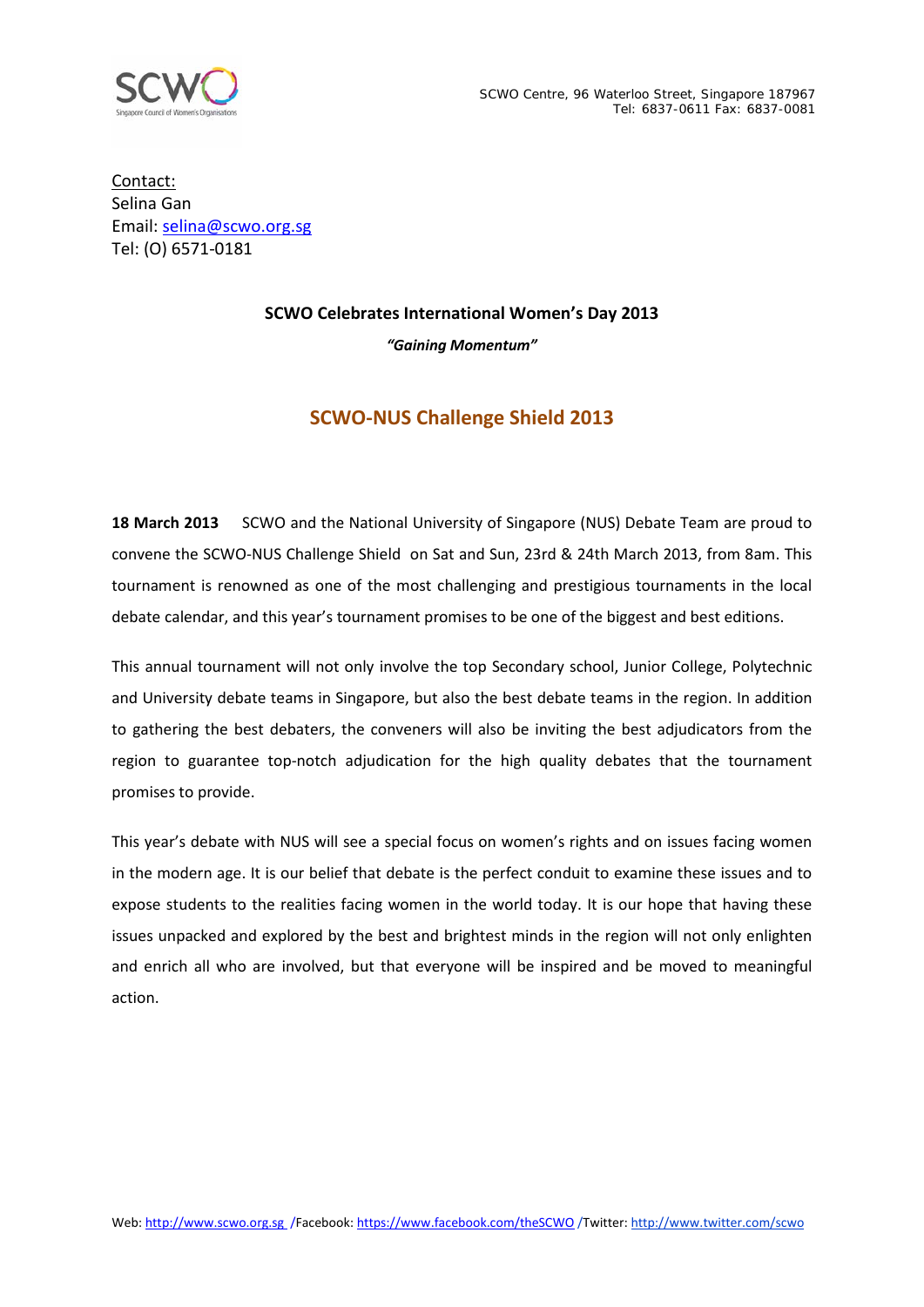SCWO Centre, 96 Waterloo Street, Singapore 187967
Tel: 6837-0611 Fax: 6837-0081

Contact:
Selina Gan
Email: selina@scwo.org.sg
Tel: (O) 6571-0181

**SCWO Celebrates International Women's Day 2013**

***"Gaining Momentum"***

## SCWO-NUS Challenge Shield 2013

**18 March 2013** SCWO and the National University of Singapore (NUS) Debate Team are proud to convene the SCWO-NUS Challenge Shield on Sat and Sun, 23rd & 24th March 2013, from 8am. This tournament is renowned as one of the most challenging and prestigious tournaments in the local debate calendar, and this year's tournament promises to be one of the biggest and best editions.

This annual tournament will not only involve the top Secondary school, Junior College, Polytechnic and University debate teams in Singapore, but also the best debate teams in the region. In addition to gathering the best debaters, the conveners will also be inviting the best adjudicators from the region to guarantee top-notch adjudication for the high quality debates that the tournament promises to provide.

This year's debate with NUS will see a special focus on women's rights and on issues facing women in the modern age. It is our belief that debate is the perfect conduit to examine these issues and to expose students to the realities facing women in the world today. It is our hope that having these issues unpacked and explored by the best and brightest minds in the region will not only enlighten and enrich all who are involved, but that everyone will be inspired and be moved to meaningful action.

Web: http://www.scwo.org.sg /Facebook: https://www.facebook.com/theSCWO /Twitter: http://www.twitter.com/scwo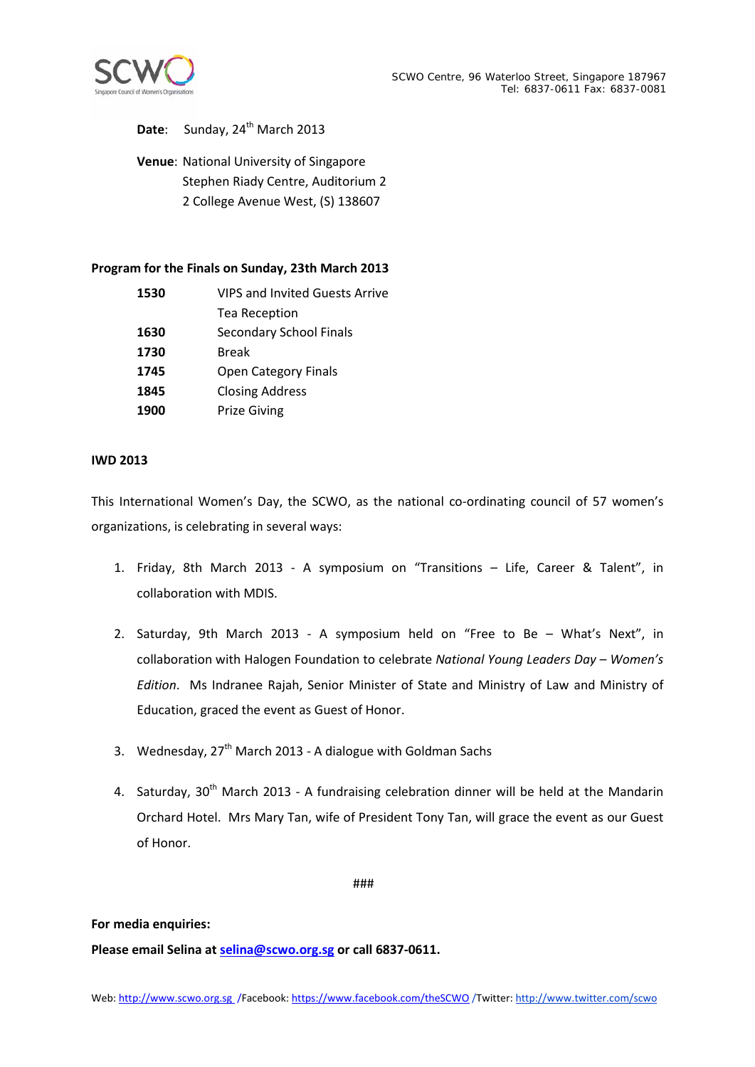**Date**: Sunday, 24th March 2013

**Venue**: National University of Singapore
Stephen Riady Centre, Auditorium 2
2 College Avenue West, (S) 138607

**Program for the Finals on Sunday, 23th March 2013**

| | |
|---|---|
| **1530** | VIPS and Invited Guests Arrive |
| | Tea Reception |
| **1630** | Secondary School Finals |
| **1730** | Break |
| **1745** | Open Category Finals |
| **1845** | Closing Address |
| **1900** | Prize Giving |

**IWD 2013**

This International Women's Day, the SCWO, as the national co-ordinating council of 57 women's organizations, is celebrating in several ways:

1. Friday, 8th March 2013 - A symposium on "Transitions – Life, Career & Talent", in collaboration with MDIS.
2. Saturday, 9th March 2013 - A symposium held on "Free to Be – What's Next", in collaboration with Halogen Foundation to celebrate *National Young Leaders Day – Women's Edition*. Ms Indranee Rajah, Senior Minister of State and Ministry of Law and Ministry of Education, graced the event as Guest of Honor.
3. Wednesday, 27th March 2013 - A dialogue with Goldman Sachs
4. Saturday, 30th March 2013 - A fundraising celebration dinner will be held at the Mandarin Orchard Hotel. Mrs Mary Tan, wife of President Tony Tan, will grace the event as our Guest of Honor.

###

**For media enquiries:**

**Please email Selina at selina@scwo.org.sg or call 6837-0611.**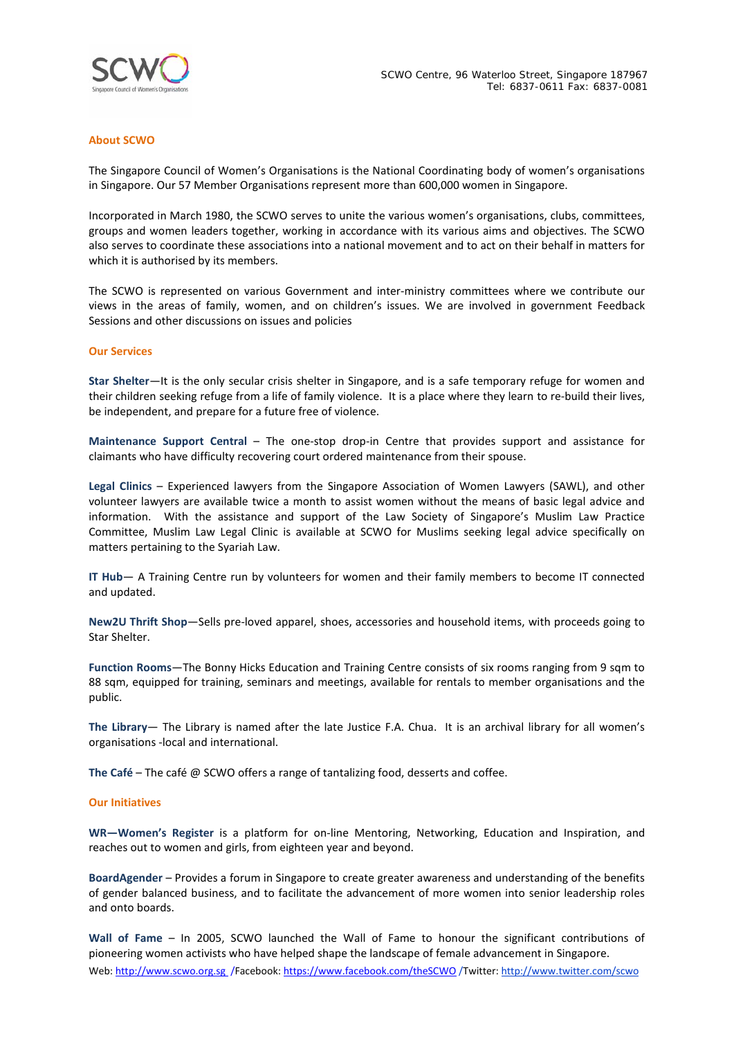SCWO Centre, 96 Waterloo Street, Singapore 187967
Tel: 6837-0611 Fax: 6837-0081

## About SCWO

The Singapore Council of Women's Organisations is the National Coordinating body of women's organisations in Singapore. Our 57 Member Organisations represent more than 600,000 women in Singapore.

Incorporated in March 1980, the SCWO serves to unite the various women's organisations, clubs, committees, groups and women leaders together, working in accordance with its various aims and objectives. The SCWO also serves to coordinate these associations into a national movement and to act on their behalf in matters for which it is authorised by its members.

The SCWO is represented on various Government and inter-ministry committees where we contribute our views in the areas of family, women, and on children's issues. We are involved in government Feedback Sessions and other discussions on issues and policies

## Our Services

**Star Shelter**—It is the only secular crisis shelter in Singapore, and is a safe temporary refuge for women and their children seeking refuge from a life of family violence. It is a place where they learn to re-build their lives, be independent, and prepare for a future free of violence.

**Maintenance Support Central** – The one-stop drop-in Centre that provides support and assistance for claimants who have difficulty recovering court ordered maintenance from their spouse.

**Legal Clinics** – Experienced lawyers from the Singapore Association of Women Lawyers (SAWL), and other volunteer lawyers are available twice a month to assist women without the means of basic legal advice and information. With the assistance and support of the Law Society of Singapore's Muslim Law Practice Committee, Muslim Law Legal Clinic is available at SCWO for Muslims seeking legal advice specifically on matters pertaining to the Syariah Law.

**IT Hub**— A Training Centre run by volunteers for women and their family members to become IT connected and updated.

**New2U Thrift Shop**—Sells pre-loved apparel, shoes, accessories and household items, with proceeds going to Star Shelter.

**Function Rooms**—The Bonny Hicks Education and Training Centre consists of six rooms ranging from 9 sqm to 88 sqm, equipped for training, seminars and meetings, available for rentals to member organisations and the public.

**The Library**— The Library is named after the late Justice F.A. Chua. It is an archival library for all women's organisations -local and international.

**The Café** – The café @ SCWO offers a range of tantalizing food, desserts and coffee.

## Our Initiatives

**WR—Women's Register** is a platform for on-line Mentoring, Networking, Education and Inspiration, and reaches out to women and girls, from eighteen year and beyond.

**BoardAgender** – Provides a forum in Singapore to create greater awareness and understanding of the benefits of gender balanced business, and to facilitate the advancement of more women into senior leadership roles and onto boards.

**Wall of Fame** – In 2005, SCWO launched the Wall of Fame to honour the significant contributions of pioneering women activists who have helped shape the landscape of female advancement in Singapore.

Web: http://www.scwo.org.sg /Facebook: https://www.facebook.com/theSCWO /Twitter: http://www.twitter.com/scwo